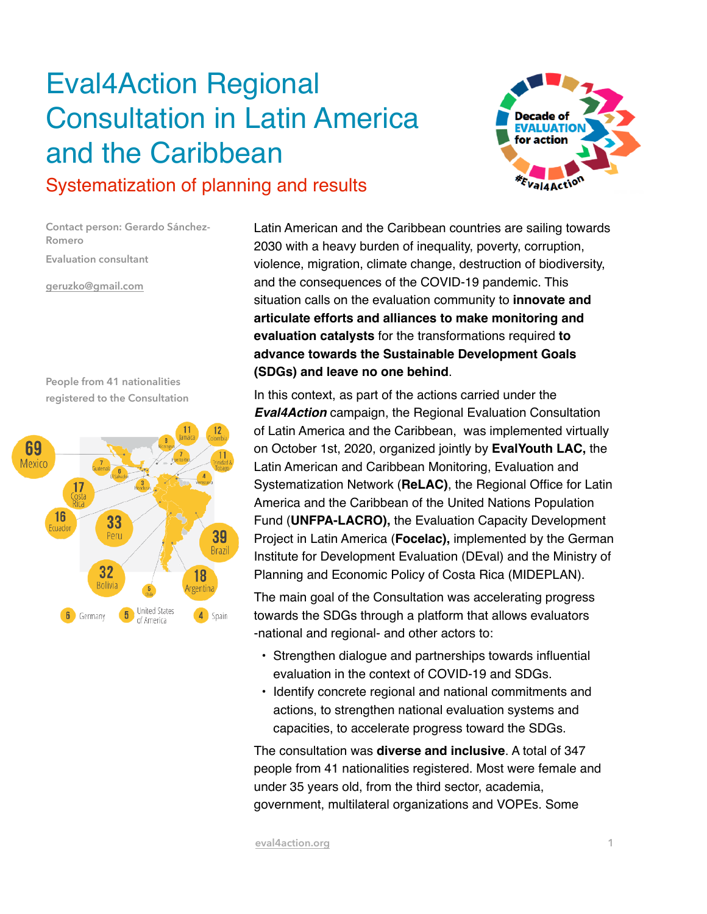# Eval4Action Regional Consultation in Latin America and the Caribbean

## Systematization of planning and results

Contact person: Gerardo Sánchez-Romero

Evaluation consultant

geruzko@gmail.com

People from 41 nationalities registered to the Consultation

Latin American and the Caribbean countries are sailing towards 2030 with a heavy burden of inequality, poverty, corruption, violence, migration, climate change, destruction of biodiversity, and the consequences of the COVID-19 pandemic. This situation calls on the evaluation community to **innovate and articulate efforts and alliances to make monitoring and evaluation catalysts** for the transformations required **to advance towards the Sustainable Development Goals (SDGs) and leave no one behind**.

In this context, as part of the actions carried under the ***Eval4Action*** campaign, the Regional Evaluation Consultation of Latin America and the Caribbean, was implemented virtually on October 1st, 2020, organized jointly by **EvalYouth LAC,** the Latin American and Caribbean Monitoring, Evaluation and Systematization Network (**ReLAC)**, the Regional Office for Latin America and the Caribbean of the United Nations Population Fund (**UNFPA-LACRO),** the Evaluation Capacity Development Project in Latin America (**Focelac),** implemented by the German Institute for Development Evaluation (DEval) and the Ministry of Planning and Economic Policy of Costa Rica (MIDEPLAN).

The main goal of the Consultation was accelerating progress towards the SDGs through a platform that allows evaluators -national and regional- and other actors to:

- Strengthen dialogue and partnerships towards influential evaluation in the context of COVID-19 and SDGs.
- Identify concrete regional and national commitments and actions, to strengthen national evaluation systems and capacities, to accelerate progress toward the SDGs.

The consultation was **diverse and inclusive**. A total of 347 people from 41 nationalities registered. Most were female and under 35 years old, from the third sector, academia, government, multilateral organizations and VOPEs. Some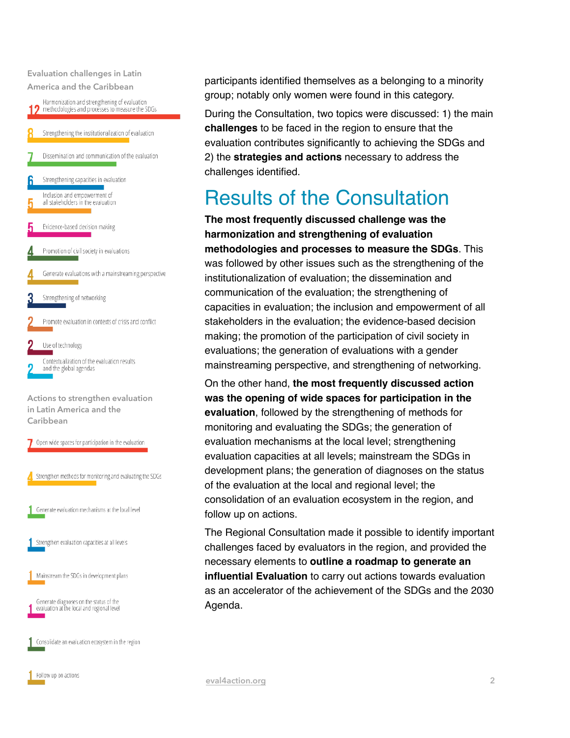Evaluation challenges in Latin America and the Caribbean

12 Harmonization and strengthening of evaluation methodologies and processes to measure the SDGs

8 Strengthening the institutionalization of evaluation

7 Dissemination and communication of the evaluation

6 Strengthening capacities in evaluation

5 Inclusion and empowerment of all stakeholders in the evaluation

5 Evidence-based decision making

4 Promotion of civil society in evaluations

4 Generate evaluations with a mainstreaming perspective

3 Strengthening of networking

2 Promote evaluation in contexts of crisis and conflict

2 Use of technology

2 Contextualization of the evaluation results and the global agendas

Actions to strengthen evaluation in Latin America and the Caribbean

7 Open wide spaces for participation in the evaluation

4 Strengthen methods for monitoring and evaluating the SDGs

1 Generate evaluation mechanisms at the local level

1 Strengthen evaluation capacities at all levels

1 Mainstream the SDGs in development plans

1 Generate diagnoses on the status of the evaluation at the local and regional level

1 Consolidate an evaluation ecosystem in the region

1 Follow up on actions

participants identified themselves as a belonging to a minority group; notably only women were found in this category.

During the Consultation, two topics were discussed: 1) the main **challenges** to be faced in the region to ensure that the evaluation contributes significantly to achieving the SDGs and 2) the **strategies and actions** necessary to address the challenges identified.

# Results of the Consultation

**The most frequently discussed challenge was the harmonization and strengthening of evaluation methodologies and processes to measure the SDGs**. This was followed by other issues such as the strengthening of the institutionalization of evaluation; the dissemination and communication of the evaluation; the strengthening of capacities in evaluation; the inclusion and empowerment of all stakeholders in the evaluation; the evidence-based decision making; the promotion of the participation of civil society in evaluations; the generation of evaluations with a gender mainstreaming perspective, and strengthening of networking.

On the other hand, **the most frequently discussed action was the opening of wide spaces for participation in the evaluation**, followed by the strengthening of methods for monitoring and evaluating the SDGs; the generation of evaluation mechanisms at the local level; strengthening evaluation capacities at all levels; mainstream the SDGs in development plans; the generation of diagnoses on the status of the evaluation at the local and regional level; the consolidation of an evaluation ecosystem in the region, and follow up on actions.

The Regional Consultation made it possible to identify important challenges faced by evaluators in the region, and provided the necessary elements to **outline a roadmap to generate an influential Evaluation** to carry out actions towards evaluation as an accelerator of the achievement of the SDGs and the 2030 Agenda.

eval4action.org